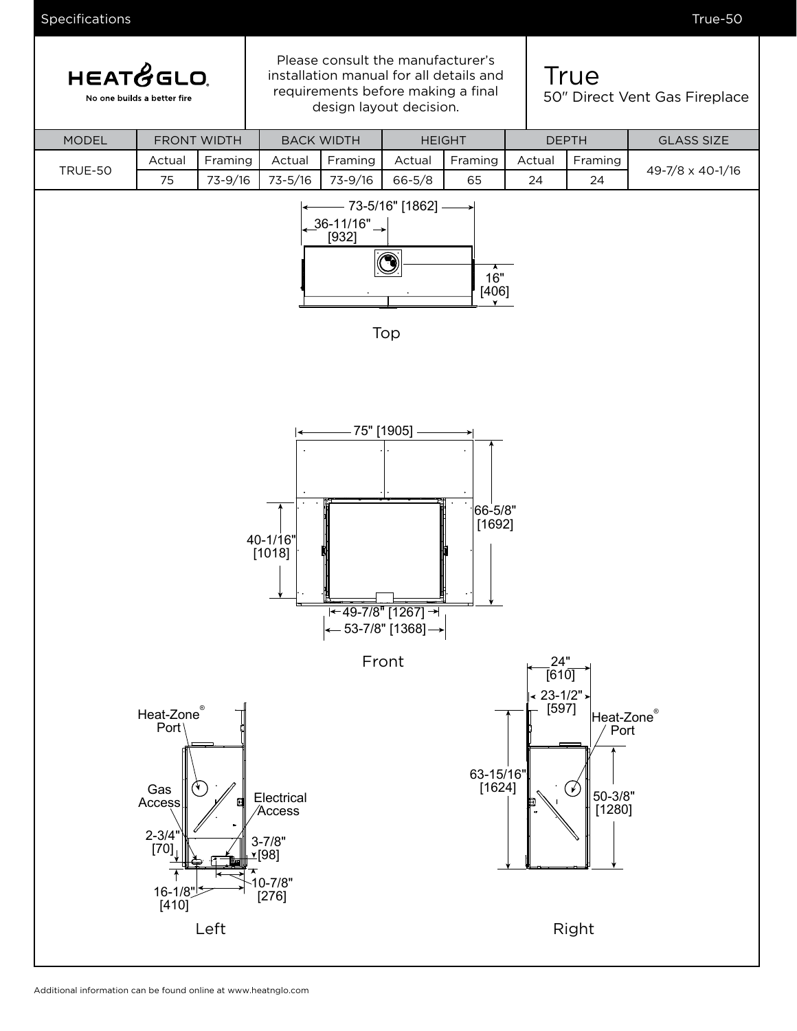HEAT&GLO

No one builds a better fire

Please consult the manufacturer's installation manual for all details and requirements before making a final design layout decision.

# True

## 50" Direct Vent Gas Fireplace

| MODEL | FRONT WIDTH | | BACK WIDTH | | HEIGHT | | DEPTH | | GLASS SIZE |
|---|---|---|---|---|---|---|---|---|---|
| | Actual | Framing | Actual | Framing | Actual | Framing | Actual | Framing | |
| TRUE-50 | 75 | 73-9/16 | 73-5/16 | 73-9/16 | 66-5/8 | 65 | 24 | 24 | 49-7/8 x 40-1/16 |

73-5/16" [1862]

36-11/16" [932]

16" [406]

Top

75" [1905]

66-5/8" [1692]

40-1/16" [1018]

49-7/8" [1267]

53-7/8" [1368]

Front

Heat-Zone® Port

Gas Access

Electrical Access

2-3/4" [70]

3-7/8" [98]

16-1/8" [410]

10-7/8" [276]

Left

24" [610]

23-1/2" [597]

Heat-Zone® Port

63-15/16" [1624]

50-3/8" [1280]

Right

Additional information can be found online at www.heatnglo.com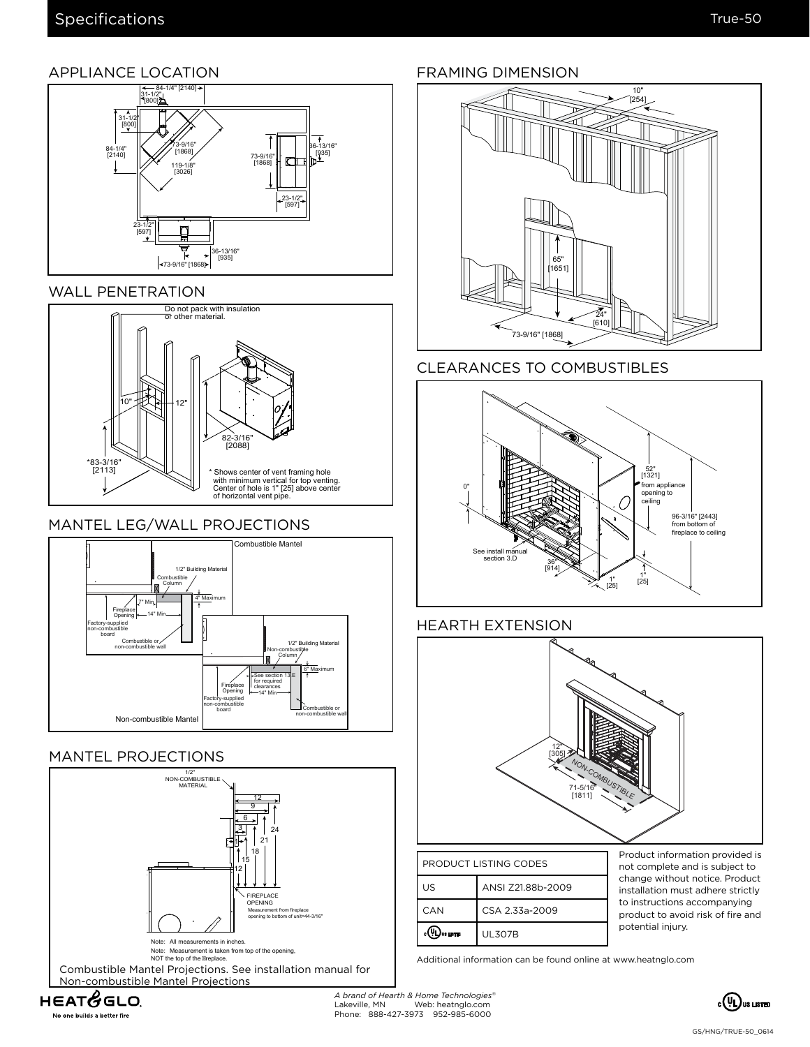## APPLIANCE LOCATION

84-1/4" [2140]
31-1/2" [800]
31-1/2" [800]
84-1/4" [2140]
73-9/16" [1868]
119-1/8" [3026]
73-9/16" [1868]
36-13/16" [935]
23-1/2" [597]
23-1/2" [597]
36-13/16" [935]
73-9/16" [1868]

## WALL PENETRATION

Do not pack with insulation or other material.
10"
12"
82-3/16" [2088]
*83-3/16" [2113]

* Shows center of vent framing hole with minimum vertical for top venting. Center of hole is 1" [25] above center of horizontal vent pipe.

## MANTEL LEG/WALL PROJECTIONS

Combustible Mantel
1/2" Building Material
Combustible Column
4" Maximum
7" Min
14" Min
Fireplace Opening
Factory-supplied non-combustible board
Combustible or non-combustible wall

1/2" Building Material
Non-combustible Column
6" Maximum
See section 13.E for required clearances
14" Min
Fireplace Opening
Factory-supplied non-combustible board
Combustible or non-combustible wall
Non-combustible Mantel

## MANTEL PROJECTIONS

1/2" NON-COMBUSTIBLE MATERIAL
12
9
6
3
24
21
18
15
12
FIREPLACE OPENING
Measurement from fireplace opening to bottom of unit=44-3/16"

Note: All measurements in inches.
Note: Measurement is taken from top of the opening, NOT the top of the fireplace.

Combustible Mantel Projections. See installation manual for Non-combustible Mantel Projections

## FRAMING DIMENSION

10" [254]
65" [1651]
24" [610]
73-9/16" [1868]

## CLEARANCES TO COMBUSTIBLES

0"
52" [1321] from appliance opening to ceiling
96-3/16" [2443] from bottom of fireplace to ceiling
See install manual section 3.D
36" [914]
1" [25]
1" [25]

## HEARTH EXTENSION

12" [305]
NON-COMBUSTIBLE
71-5/16" [1811]

| PRODUCT LISTING CODES | |
|---|---|
| US | ANSI Z21.88b-2009 |
| CAN | CSA 2.33a-2009 |
| c UL us LISTED | UL307B |

Product information provided is not complete and is subject to change without notice. Product installation must adhere strictly to instructions accompanying product to avoid risk of fire and potential injury.

Additional information can be found online at www.heatnglo.com

HEAT&GLO
No one builds a better fire

*A brand of Hearth & Home Technologies®*
Lakeville, MN Web: heatnglo.com
Phone: 888-427-3973 952-985-6000

GS/HNG/TRUE-50_0614